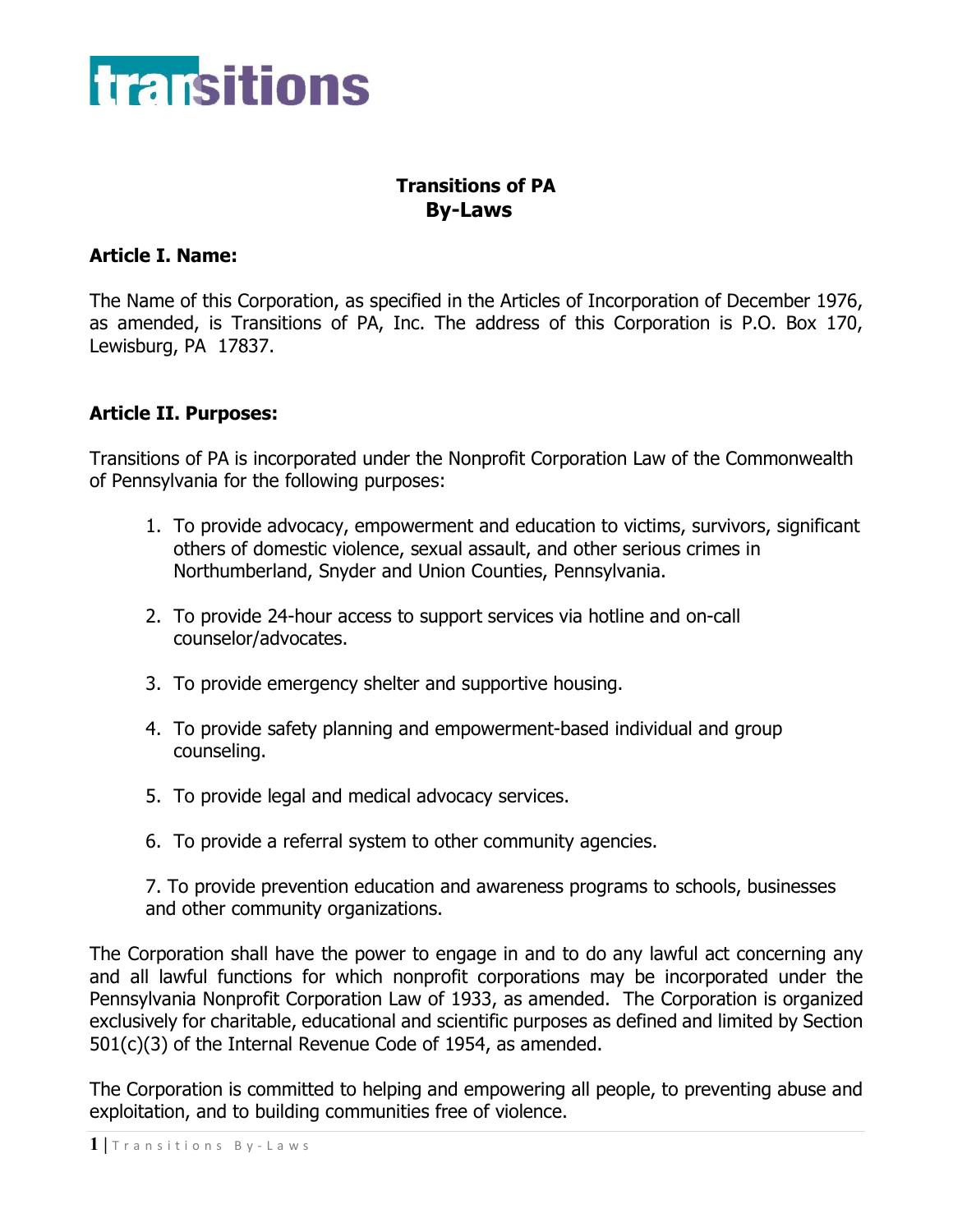transitions

# Transitions of PA
# By-Laws

## Article I. Name:

The Name of this Corporation, as specified in the Articles of Incorporation of December 1976, as amended, is Transitions of PA, Inc. The address of this Corporation is P.O. Box 170, Lewisburg, PA 17837.

## Article II. Purposes:

Transitions of PA is incorporated under the Nonprofit Corporation Law of the Commonwealth of Pennsylvania for the following purposes:

1. To provide advocacy, empowerment and education to victims, survivors, significant others of domestic violence, sexual assault, and other serious crimes in Northumberland, Snyder and Union Counties, Pennsylvania.
2. To provide 24-hour access to support services via hotline and on-call counselor/advocates.
3. To provide emergency shelter and supportive housing.
4. To provide safety planning and empowerment-based individual and group counseling.
5. To provide legal and medical advocacy services.
6. To provide a referral system to other community agencies.
7. To provide prevention education and awareness programs to schools, businesses and other community organizations.

The Corporation shall have the power to engage in and to do any lawful act concerning any and all lawful functions for which nonprofit corporations may be incorporated under the Pennsylvania Nonprofit Corporation Law of 1933, as amended. The Corporation is organized exclusively for charitable, educational and scientific purposes as defined and limited by Section 501(c)(3) of the Internal Revenue Code of 1954, as amended.

The Corporation is committed to helping and empowering all people, to preventing abuse and exploitation, and to building communities free of violence.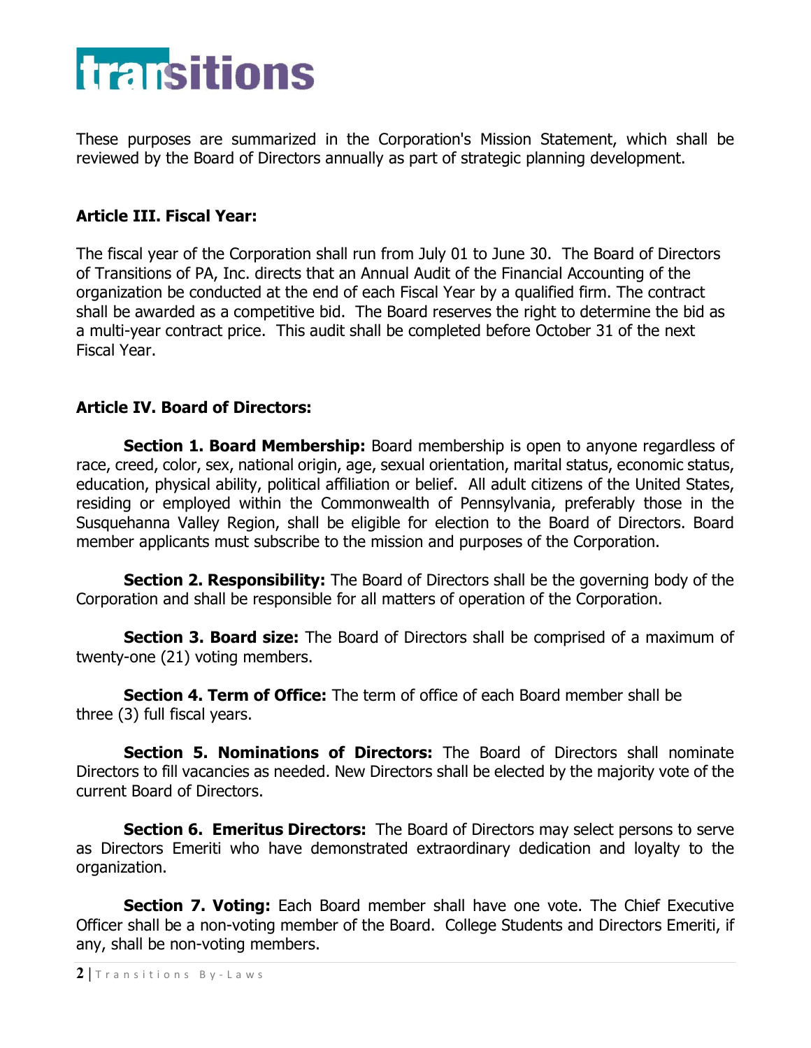These purposes are summarized in the Corporation's Mission Statement, which shall be reviewed by the Board of Directors annually as part of strategic planning development.

**Article III. Fiscal Year:**

The fiscal year of the Corporation shall run from July 01 to June 30. The Board of Directors of Transitions of PA, Inc. directs that an Annual Audit of the Financial Accounting of the organization be conducted at the end of each Fiscal Year by a qualified firm. The contract shall be awarded as a competitive bid. The Board reserves the right to determine the bid as a multi-year contract price. This audit shall be completed before October 31 of the next Fiscal Year.

**Article IV. Board of Directors:**

**Section 1. Board Membership:** Board membership is open to anyone regardless of race, creed, color, sex, national origin, age, sexual orientation, marital status, economic status, education, physical ability, political affiliation or belief. All adult citizens of the United States, residing or employed within the Commonwealth of Pennsylvania, preferably those in the Susquehanna Valley Region, shall be eligible for election to the Board of Directors. Board member applicants must subscribe to the mission and purposes of the Corporation.

**Section 2. Responsibility:** The Board of Directors shall be the governing body of the Corporation and shall be responsible for all matters of operation of the Corporation.

**Section 3. Board size:** The Board of Directors shall be comprised of a maximum of twenty-one (21) voting members.

**Section 4. Term of Office:** The term of office of each Board member shall be three (3) full fiscal years.

**Section 5. Nominations of Directors:** The Board of Directors shall nominate Directors to fill vacancies as needed. New Directors shall be elected by the majority vote of the current Board of Directors.

**Section 6. Emeritus Directors:** The Board of Directors may select persons to serve as Directors Emeriti who have demonstrated extraordinary dedication and loyalty to the organization.

**Section 7. Voting:** Each Board member shall have one vote. The Chief Executive Officer shall be a non-voting member of the Board. College Students and Directors Emeriti, if any, shall be non-voting members.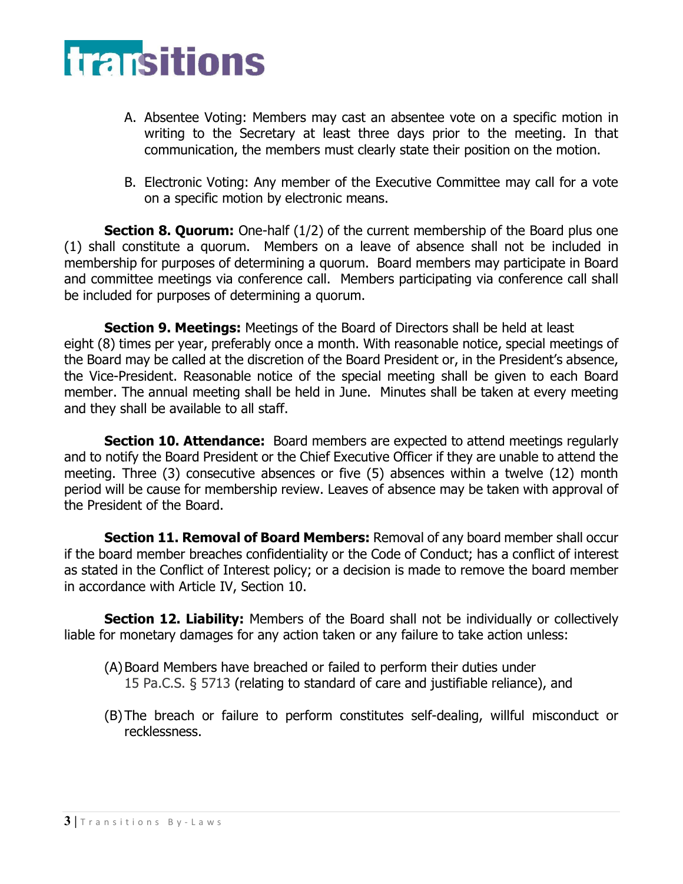A. Absentee Voting: Members may cast an absentee vote on a specific motion in writing to the Secretary at least three days prior to the meeting. In that communication, the members must clearly state their position on the motion.

B. Electronic Voting: Any member of the Executive Committee may call for a vote on a specific motion by electronic means.

**Section 8. Quorum:** One-half (1/2) of the current membership of the Board plus one (1) shall constitute a quorum. Members on a leave of absence shall not be included in membership for purposes of determining a quorum. Board members may participate in Board and committee meetings via conference call. Members participating via conference call shall be included for purposes of determining a quorum.

**Section 9. Meetings:** Meetings of the Board of Directors shall be held at least eight (8) times per year, preferably once a month. With reasonable notice, special meetings of the Board may be called at the discretion of the Board President or, in the President's absence, the Vice-President. Reasonable notice of the special meeting shall be given to each Board member. The annual meeting shall be held in June. Minutes shall be taken at every meeting and they shall be available to all staff.

**Section 10. Attendance:** Board members are expected to attend meetings regularly and to notify the Board President or the Chief Executive Officer if they are unable to attend the meeting. Three (3) consecutive absences or five (5) absences within a twelve (12) month period will be cause for membership review. Leaves of absence may be taken with approval of the President of the Board.

**Section 11. Removal of Board Members:** Removal of any board member shall occur if the board member breaches confidentiality or the Code of Conduct; has a conflict of interest as stated in the Conflict of Interest policy; or a decision is made to remove the board member in accordance with Article IV, Section 10.

**Section 12. Liability:** Members of the Board shall not be individually or collectively liable for monetary damages for any action taken or any failure to take action unless:

(A) Board Members have breached or failed to perform their duties under 15 Pa.C.S. § 5713 (relating to standard of care and justifiable reliance), and

(B) The breach or failure to perform constitutes self-dealing, willful misconduct or recklessness.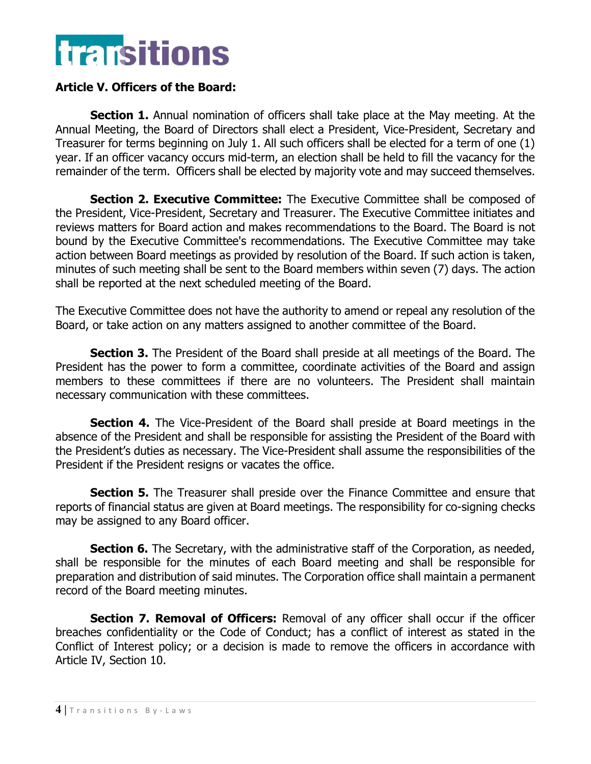## Article V. Officers of the Board:

**Section 1.** Annual nomination of officers shall take place at the May meeting. At the Annual Meeting, the Board of Directors shall elect a President, Vice-President, Secretary and Treasurer for terms beginning on July 1. All such officers shall be elected for a term of one (1) year. If an officer vacancy occurs mid-term, an election shall be held to fill the vacancy for the remainder of the term. Officers shall be elected by majority vote and may succeed themselves.

**Section 2. Executive Committee:** The Executive Committee shall be composed of the President, Vice-President, Secretary and Treasurer. The Executive Committee initiates and reviews matters for Board action and makes recommendations to the Board. The Board is not bound by the Executive Committee's recommendations. The Executive Committee may take action between Board meetings as provided by resolution of the Board. If such action is taken, minutes of such meeting shall be sent to the Board members within seven (7) days. The action shall be reported at the next scheduled meeting of the Board.

The Executive Committee does not have the authority to amend or repeal any resolution of the Board, or take action on any matters assigned to another committee of the Board.

**Section 3.** The President of the Board shall preside at all meetings of the Board. The President has the power to form a committee, coordinate activities of the Board and assign members to these committees if there are no volunteers. The President shall maintain necessary communication with these committees.

**Section 4.** The Vice-President of the Board shall preside at Board meetings in the absence of the President and shall be responsible for assisting the President of the Board with the President's duties as necessary. The Vice-President shall assume the responsibilities of the President if the President resigns or vacates the office.

**Section 5.** The Treasurer shall preside over the Finance Committee and ensure that reports of financial status are given at Board meetings. The responsibility for co-signing checks may be assigned to any Board officer.

**Section 6.** The Secretary, with the administrative staff of the Corporation, as needed, shall be responsible for the minutes of each Board meeting and shall be responsible for preparation and distribution of said minutes. The Corporation office shall maintain a permanent record of the Board meeting minutes.

**Section 7. Removal of Officers:** Removal of any officer shall occur if the officer breaches confidentiality or the Code of Conduct; has a conflict of interest as stated in the Conflict of Interest policy; or a decision is made to remove the officers in accordance with Article IV, Section 10.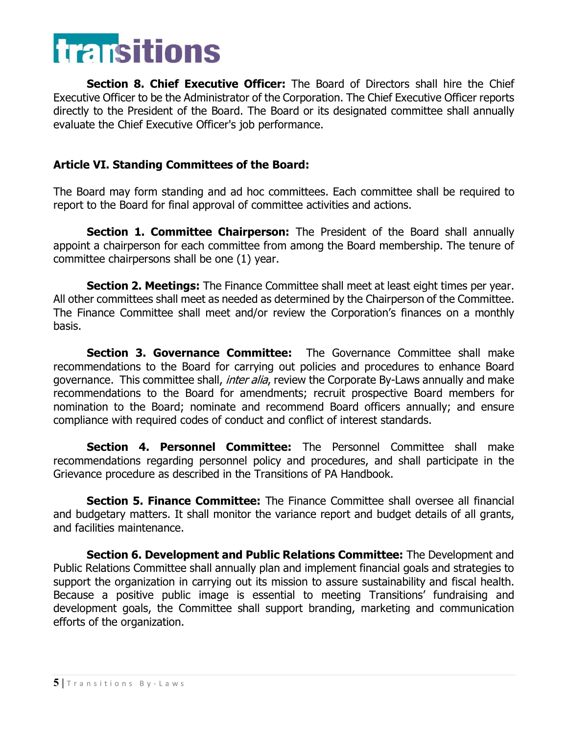**Section 8. Chief Executive Officer:** The Board of Directors shall hire the Chief Executive Officer to be the Administrator of the Corporation. The Chief Executive Officer reports directly to the President of the Board. The Board or its designated committee shall annually evaluate the Chief Executive Officer's job performance.

## Article VI. Standing Committees of the Board:

The Board may form standing and ad hoc committees. Each committee shall be required to report to the Board for final approval of committee activities and actions.

**Section 1. Committee Chairperson:** The President of the Board shall annually appoint a chairperson for each committee from among the Board membership. The tenure of committee chairpersons shall be one (1) year.

**Section 2. Meetings:** The Finance Committee shall meet at least eight times per year. All other committees shall meet as needed as determined by the Chairperson of the Committee. The Finance Committee shall meet and/or review the Corporation's finances on a monthly basis.

**Section 3. Governance Committee:** The Governance Committee shall make recommendations to the Board for carrying out policies and procedures to enhance Board governance. This committee shall, *inter alia*, review the Corporate By-Laws annually and make recommendations to the Board for amendments; recruit prospective Board members for nomination to the Board; nominate and recommend Board officers annually; and ensure compliance with required codes of conduct and conflict of interest standards.

**Section 4. Personnel Committee:** The Personnel Committee shall make recommendations regarding personnel policy and procedures, and shall participate in the Grievance procedure as described in the Transitions of PA Handbook.

**Section 5. Finance Committee:** The Finance Committee shall oversee all financial and budgetary matters. It shall monitor the variance report and budget details of all grants, and facilities maintenance.

**Section 6. Development and Public Relations Committee:** The Development and Public Relations Committee shall annually plan and implement financial goals and strategies to support the organization in carrying out its mission to assure sustainability and fiscal health. Because a positive public image is essential to meeting Transitions' fundraising and development goals, the Committee shall support branding, marketing and communication efforts of the organization.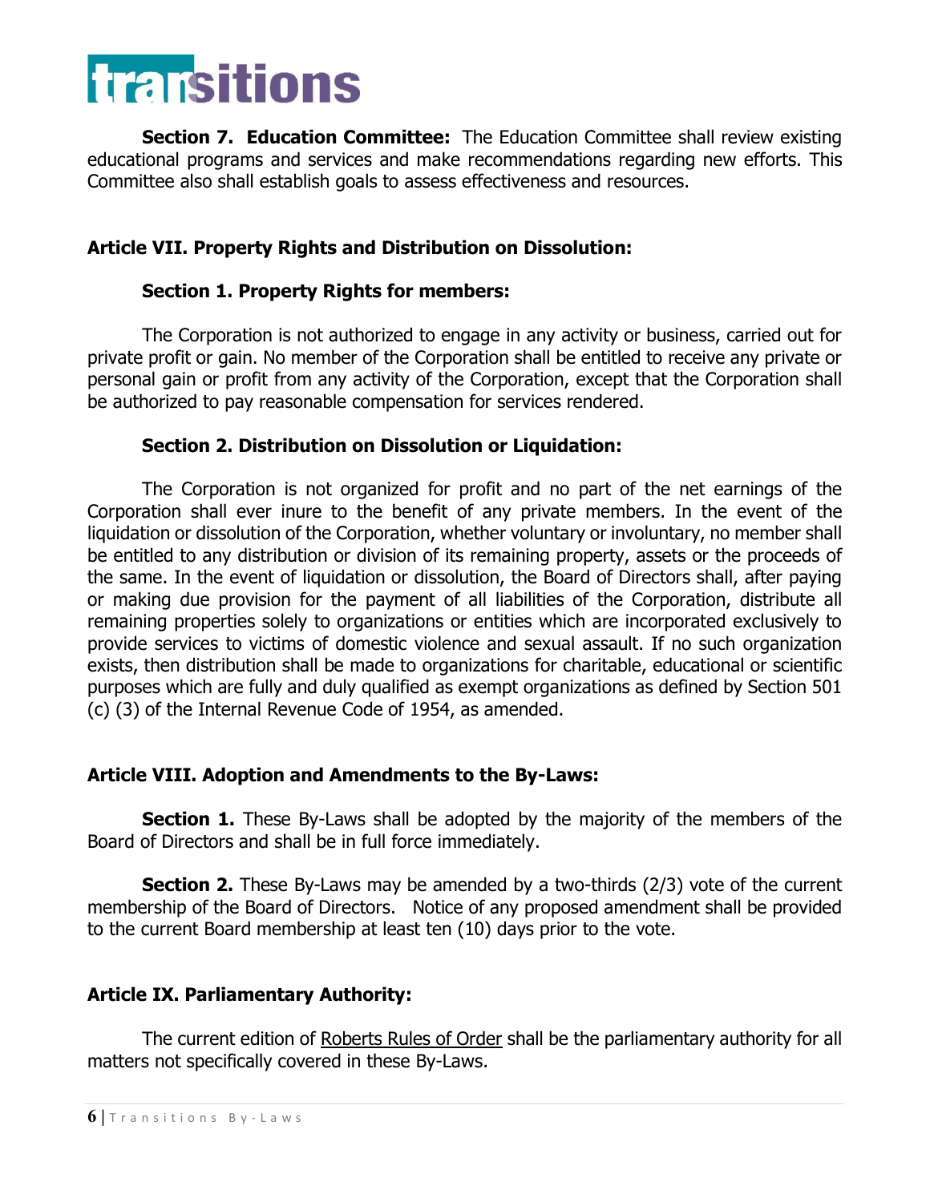**Section 7. Education Committee:** The Education Committee shall review existing educational programs and services and make recommendations regarding new efforts. This Committee also shall establish goals to assess effectiveness and resources.

## Article VII. Property Rights and Distribution on Dissolution:

### Section 1. Property Rights for members:

The Corporation is not authorized to engage in any activity or business, carried out for private profit or gain. No member of the Corporation shall be entitled to receive any private or personal gain or profit from any activity of the Corporation, except that the Corporation shall be authorized to pay reasonable compensation for services rendered.

### Section 2. Distribution on Dissolution or Liquidation:

The Corporation is not organized for profit and no part of the net earnings of the Corporation shall ever inure to the benefit of any private members. In the event of the liquidation or dissolution of the Corporation, whether voluntary or involuntary, no member shall be entitled to any distribution or division of its remaining property, assets or the proceeds of the same. In the event of liquidation or dissolution, the Board of Directors shall, after paying or making due provision for the payment of all liabilities of the Corporation, distribute all remaining properties solely to organizations or entities which are incorporated exclusively to provide services to victims of domestic violence and sexual assault. If no such organization exists, then distribution shall be made to organizations for charitable, educational or scientific purposes which are fully and duly qualified as exempt organizations as defined by Section 501 (c) (3) of the Internal Revenue Code of 1954, as amended.

## Article VIII. Adoption and Amendments to the By-Laws:

**Section 1.** These By-Laws shall be adopted by the majority of the members of the Board of Directors and shall be in full force immediately.

**Section 2.** These By-Laws may be amended by a two-thirds (2/3) vote of the current membership of the Board of Directors. Notice of any proposed amendment shall be provided to the current Board membership at least ten (10) days prior to the vote.

## Article IX. Parliamentary Authority:

The current edition of Roberts Rules of Order shall be the parliamentary authority for all matters not specifically covered in these By-Laws.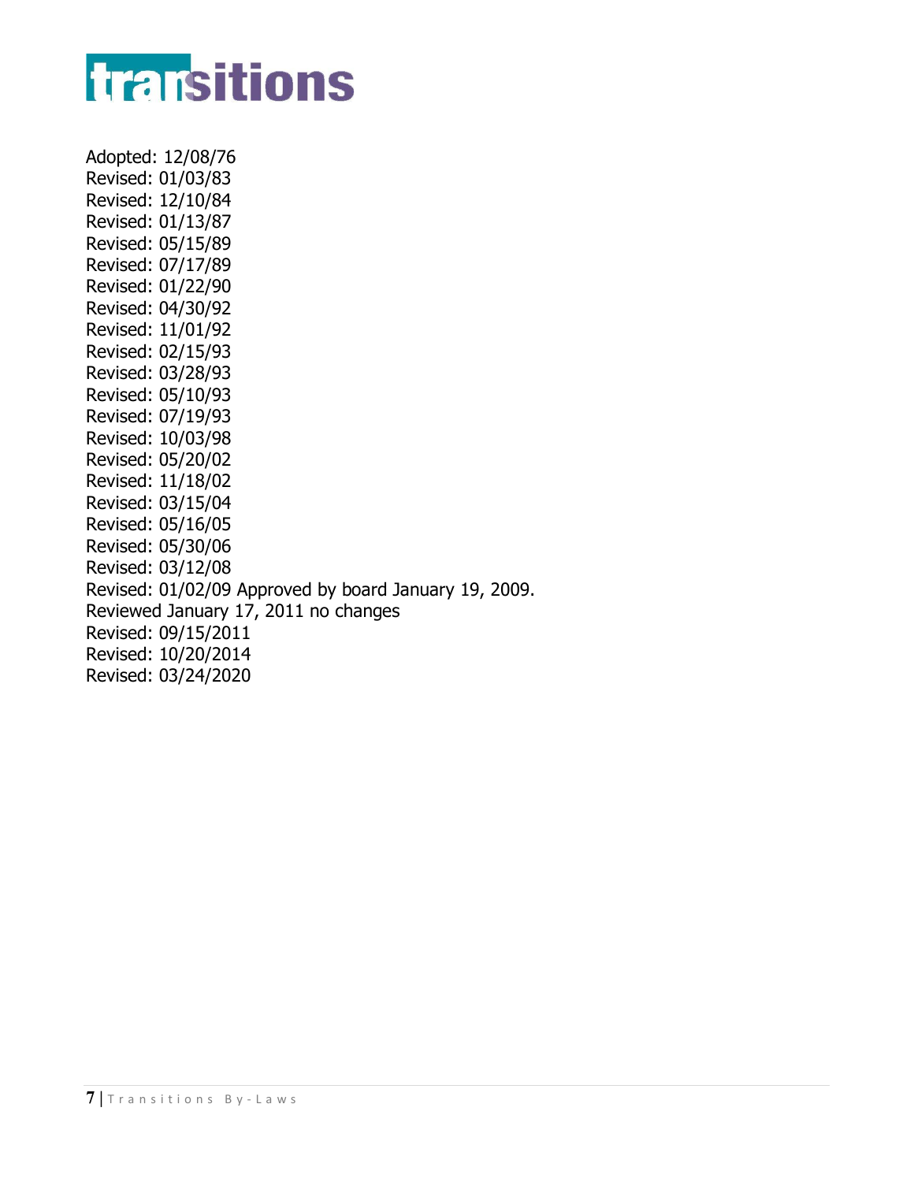Adopted: 12/08/76
Revised: 01/03/83
Revised: 12/10/84
Revised: 01/13/87
Revised: 05/15/89
Revised: 07/17/89
Revised: 01/22/90
Revised: 04/30/92
Revised: 11/01/92
Revised: 02/15/93
Revised: 03/28/93
Revised: 05/10/93
Revised: 07/19/93
Revised: 10/03/98
Revised: 05/20/02
Revised: 11/18/02
Revised: 03/15/04
Revised: 05/16/05
Revised: 05/30/06
Revised: 03/12/08
Revised: 01/02/09 Approved by board January 19, 2009.
Reviewed January 17, 2011 no changes
Revised: 09/15/2011
Revised: 10/20/2014
Revised: 03/24/2020